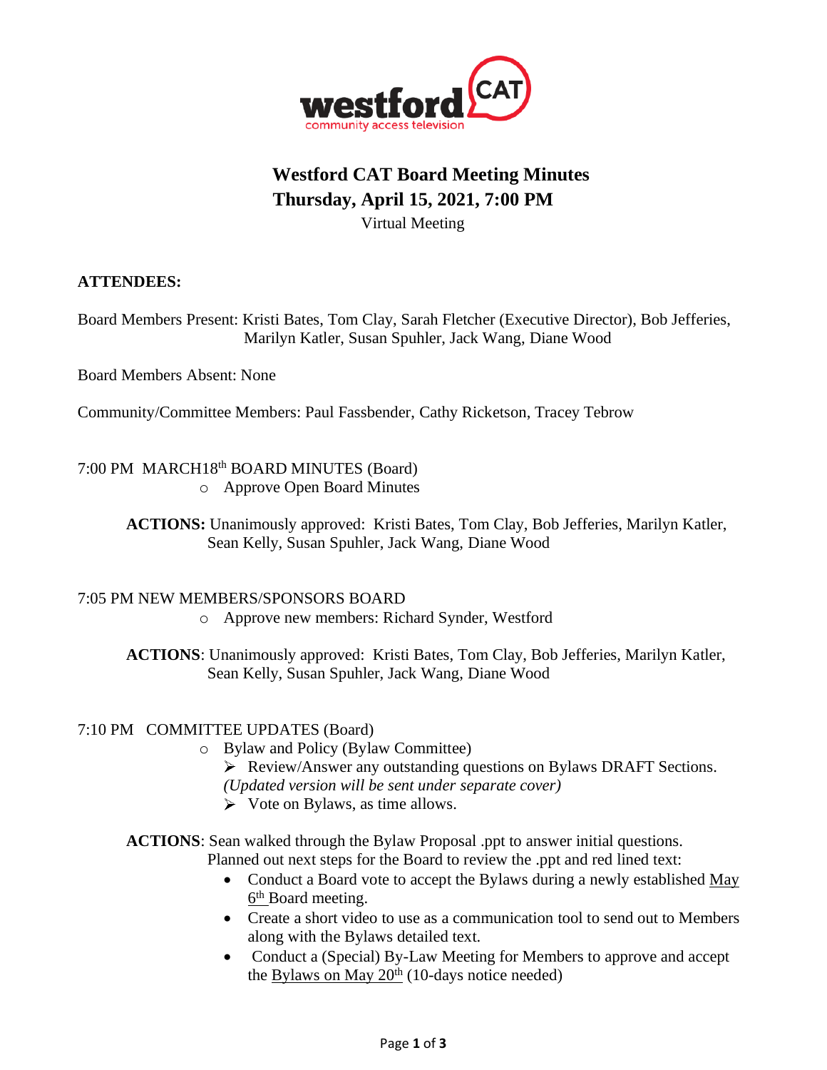# Westford CAT Board Meeting Minutes

## Thursday, April 15, 2021, 7:00 PM

Virtual Meeting

**ATTENDEES:**

Board Members Present: Kristi Bates, Tom Clay, Sarah Fletcher (Executive Director), Bob Jefferies, Marilyn Katler, Susan Spuhler, Jack Wang, Diane Wood

Board Members Absent: None

Community/Committee Members: Paul Fassbender, Cathy Ricketson, Tracey Tebrow

7:00 PM MARCH18th BOARD MINUTES (Board)

- Approve Open Board Minutes

**ACTIONS:** Unanimously approved: Kristi Bates, Tom Clay, Bob Jefferies, Marilyn Katler, Sean Kelly, Susan Spuhler, Jack Wang, Diane Wood

7:05 PM NEW MEMBERS/SPONSORS BOARD

- Approve new members: Richard Synder, Westford

**ACTIONS**: Unanimously approved: Kristi Bates, Tom Clay, Bob Jefferies, Marilyn Katler, Sean Kelly, Susan Spuhler, Jack Wang, Diane Wood

7:10 PM COMMITTEE UPDATES (Board)

- Bylaw and Policy (Bylaw Committee)
  - Review/Answer any outstanding questions on Bylaws DRAFT Sections. *(Updated version will be sent under separate cover)*
  - Vote on Bylaws, as time allows.

**ACTIONS**: Sean walked through the Bylaw Proposal .ppt to answer initial questions. Planned out next steps for the Board to review the .ppt and red lined text:

- Conduct a Board vote to accept the Bylaws during a newly established May 6th Board meeting.
- Create a short video to use as a communication tool to send out to Members along with the Bylaws detailed text.
- Conduct a (Special) By-Law Meeting for Members to approve and accept the Bylaws on May 20th (10-days notice needed)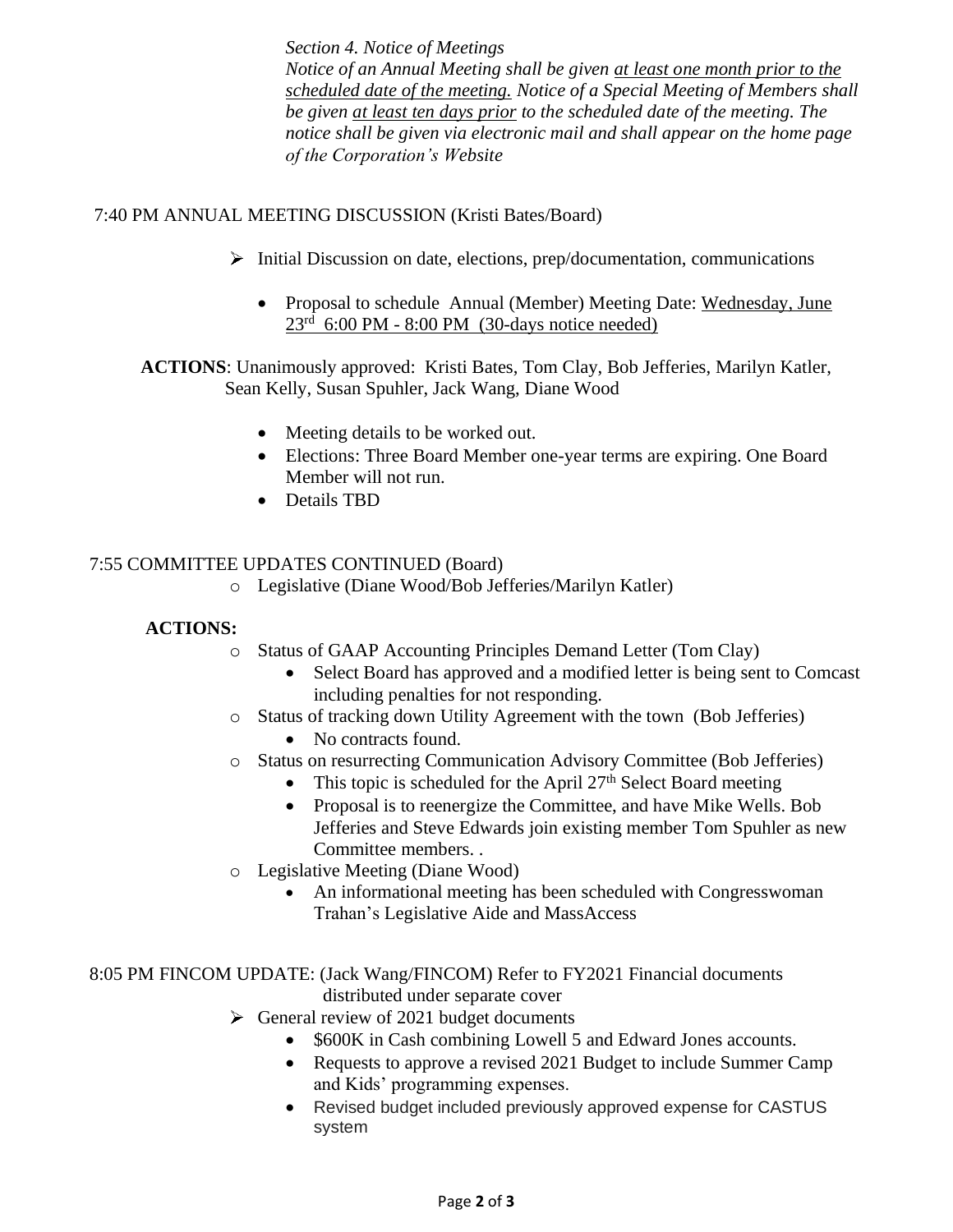*Section 4. Notice of Meetings*
*Notice of an Annual Meeting shall be given <u>at least one month prior to the scheduled date of the meeting.</u> Notice of a Special Meeting of Members shall be given <u>at least ten days prior</u> to the scheduled date of the meeting. The notice shall be given via electronic mail and shall appear on the home page of the Corporation's Website*

7:40 PM ANNUAL MEETING DISCUSSION (Kristi Bates/Board)

- Initial Discussion on date, elections, prep/documentation, communications
  - Proposal to schedule Annual (Member) Meeting Date: <u>Wednesday, June 23rd 6:00 PM - 8:00 PM (30-days notice needed)</u>

**ACTIONS**: Unanimously approved: Kristi Bates, Tom Clay, Bob Jefferies, Marilyn Katler, Sean Kelly, Susan Spuhler, Jack Wang, Diane Wood

- Meeting details to be worked out.
- Elections: Three Board Member one-year terms are expiring. One Board Member will not run.
- Details TBD

7:55 COMMITTEE UPDATES CONTINUED (Board)

- Legislative (Diane Wood/Bob Jefferies/Marilyn Katler)

**ACTIONS:**

- Status of GAAP Accounting Principles Demand Letter (Tom Clay)
  - Select Board has approved and a modified letter is being sent to Comcast including penalties for not responding.
- Status of tracking down Utility Agreement with the town (Bob Jefferies)
  - No contracts found.
- Status on resurrecting Communication Advisory Committee (Bob Jefferies)
  - This topic is scheduled for the April 27th Select Board meeting
  - Proposal is to reenergize the Committee, and have Mike Wells. Bob Jefferies and Steve Edwards join existing member Tom Spuhler as new Committee members. .
- Legislative Meeting (Diane Wood)
  - An informational meeting has been scheduled with Congresswoman Trahan's Legislative Aide and MassAccess

8:05 PM FINCOM UPDATE: (Jack Wang/FINCOM) Refer to FY2021 Financial documents distributed under separate cover

- General review of 2021 budget documents
  - $600K in Cash combining Lowell 5 and Edward Jones accounts.
  - Requests to approve a revised 2021 Budget to include Summer Camp and Kids' programming expenses.
  - Revised budget included previously approved expense for CASTUS system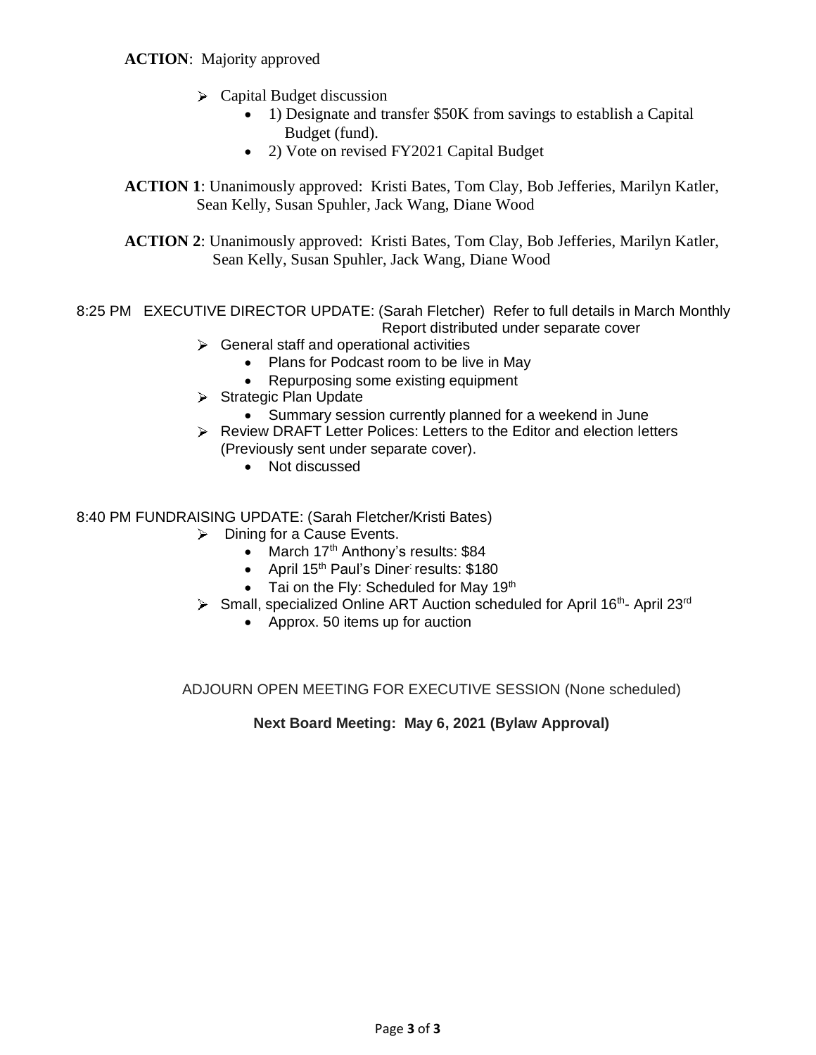**ACTION**: Majority approved

- Capital Budget discussion
    - 1) Designate and transfer $50K from savings to establish a Capital Budget (fund).
    - 2) Vote on revised FY2021 Capital Budget

**ACTION 1**: Unanimously approved: Kristi Bates, Tom Clay, Bob Jefferies, Marilyn Katler, Sean Kelly, Susan Spuhler, Jack Wang, Diane Wood

**ACTION 2**: Unanimously approved: Kristi Bates, Tom Clay, Bob Jefferies, Marilyn Katler, Sean Kelly, Susan Spuhler, Jack Wang, Diane Wood

8:25 PM EXECUTIVE DIRECTOR UPDATE: (Sarah Fletcher) Refer to full details in March Monthly Report distributed under separate cover

- General staff and operational activities
    - Plans for Podcast room to be live in May
    - Repurposing some existing equipment
- Strategic Plan Update
    - Summary session currently planned for a weekend in June
- Review DRAFT Letter Polices: Letters to the Editor and election letters (Previously sent under separate cover).
    - Not discussed

8:40 PM FUNDRAISING UPDATE: (Sarah Fletcher/Kristi Bates)

- Dining for a Cause Events.
    - March 17th Anthony's results: $84
    - April 15th Paul's Diner results: $180
    - Tai on the Fly: Scheduled for May 19th
- Small, specialized Online ART Auction scheduled for April 16th- April 23rd
    - Approx. 50 items up for auction

ADJOURN OPEN MEETING FOR EXECUTIVE SESSION (None scheduled)

**Next Board Meeting: May 6, 2021 (Bylaw Approval)**